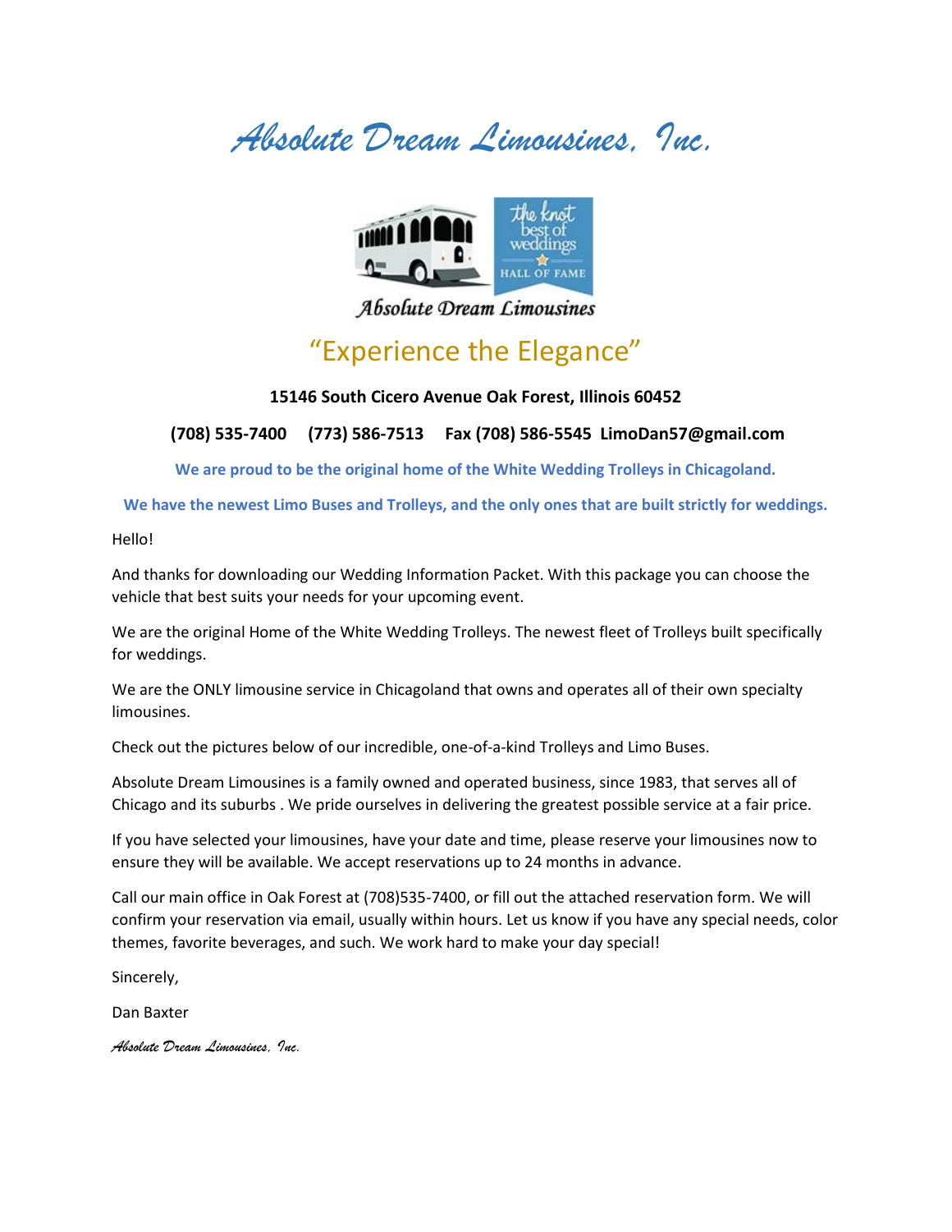# *Absolute Dream Limousines, Inc.*

Absolute Dream Limousines

## "Experience the Elegance"

**15146 South Cicero Avenue Oak Forest, Illinois 60452**

**(708) 535-7400 (773) 586-7513 Fax (708) 586-5545 LimoDan57@gmail.com**

**We are proud to be the original home of the White Wedding Trolleys in Chicagoland.**

**We have the newest Limo Buses and Trolleys, and the only ones that are built strictly for weddings.**

Hello!

And thanks for downloading our Wedding Information Packet. With this package you can choose the vehicle that best suits your needs for your upcoming event.

We are the original Home of the White Wedding Trolleys. The newest fleet of Trolleys built specifically for weddings.

We are the ONLY limousine service in Chicagoland that owns and operates all of their own specialty limousines.

Check out the pictures below of our incredible, one-of-a-kind Trolleys and Limo Buses.

Absolute Dream Limousines is a family owned and operated business, since 1983, that serves all of Chicago and its suburbs . We pride ourselves in delivering the greatest possible service at a fair price.

If you have selected your limousines, have your date and time, please reserve your limousines now to ensure they will be available. We accept reservations up to 24 months in advance.

Call our main office in Oak Forest at (708)535-7400, or fill out the attached reservation form. We will confirm your reservation via email, usually within hours. Let us know if you have any special needs, color themes, favorite beverages, and such. We work hard to make your day special!

Sincerely,

Dan Baxter

*Absolute Dream Limousines, Inc.*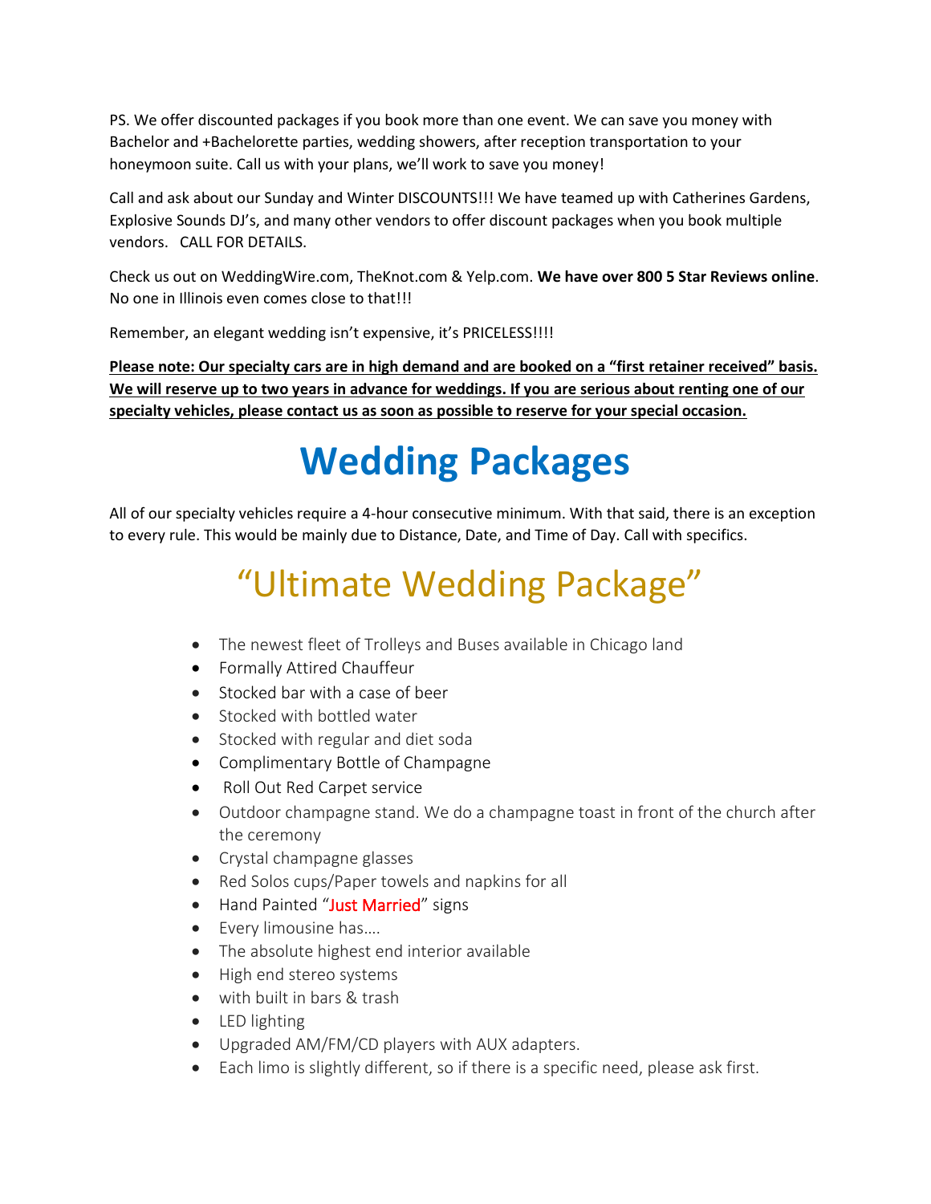PS. We offer discounted packages if you book more than one event. We can save you money with Bachelor and +Bachelorette parties, wedding showers, after reception transportation to your honeymoon suite. Call us with your plans, we'll work to save you money!

Call and ask about our Sunday and Winter DISCOUNTS!!! We have teamed up with Catherines Gardens, Explosive Sounds DJ's, and many other vendors to offer discount packages when you book multiple vendors. CALL FOR DETAILS.

Check us out on WeddingWire.com, TheKnot.com & Yelp.com. **We have over 800 5 Star Reviews online**. No one in Illinois even comes close to that!!!

Remember, an elegant wedding isn't expensive, it's PRICELESS!!!!

**<u>Please note: Our specialty cars are in high demand and are booked on a "first retainer received" basis. We will reserve up to two years in advance for weddings. If you are serious about renting one of our specialty vehicles, please contact us as soon as possible to reserve for your special occasion.</u>**

# Wedding Packages

All of our specialty vehicles require a 4-hour consecutive minimum. With that said, there is an exception to every rule. This would be mainly due to Distance, Date, and Time of Day. Call with specifics.

## "Ultimate Wedding Package"

- The newest fleet of Trolleys and Buses available in Chicago land
- Formally Attired Chauffeur
- Stocked bar with a case of beer
- Stocked with bottled water
- Stocked with regular and diet soda
- Complimentary Bottle of Champagne
- Roll Out Red Carpet service
- Outdoor champagne stand. We do a champagne toast in front of the church after the ceremony
- Crystal champagne glasses
- Red Solos cups/Paper towels and napkins for all
- Hand Painted "Just Married" signs
- Every limousine has….
- The absolute highest end interior available
- High end stereo systems
- with built in bars & trash
- LED lighting
- Upgraded AM/FM/CD players with AUX adapters.
- Each limo is slightly different, so if there is a specific need, please ask first.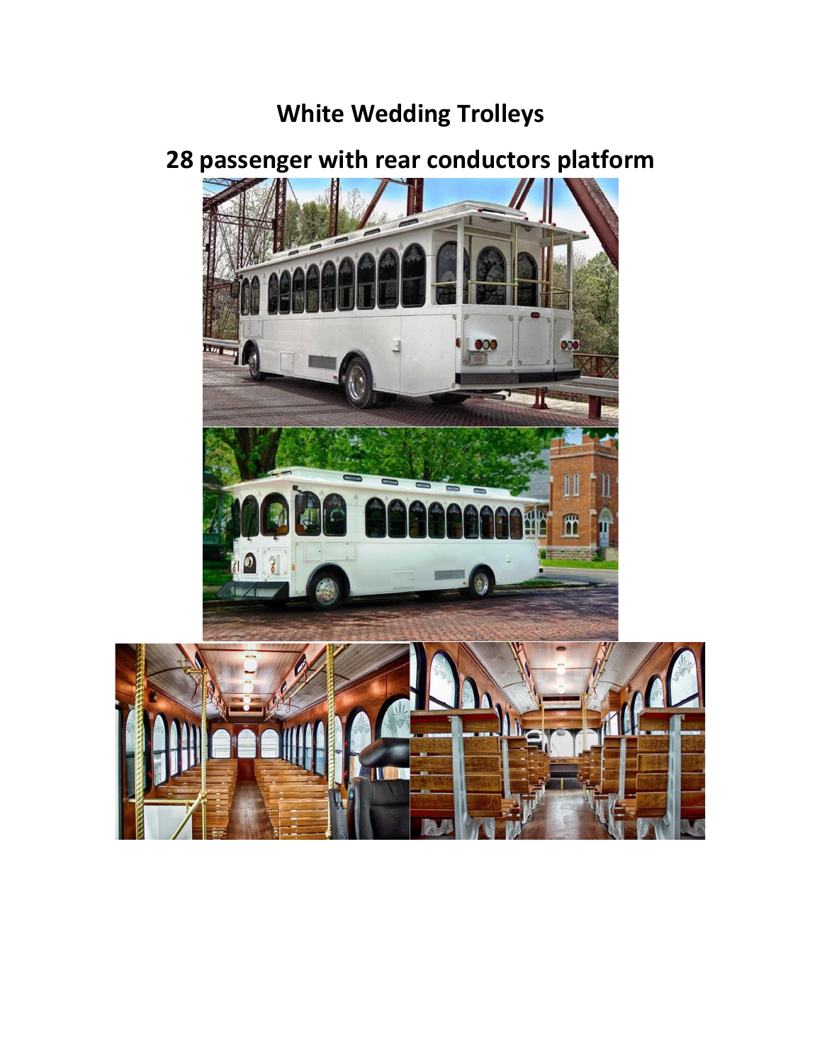# White Wedding Trolleys

## 28 passenger with rear conductors platform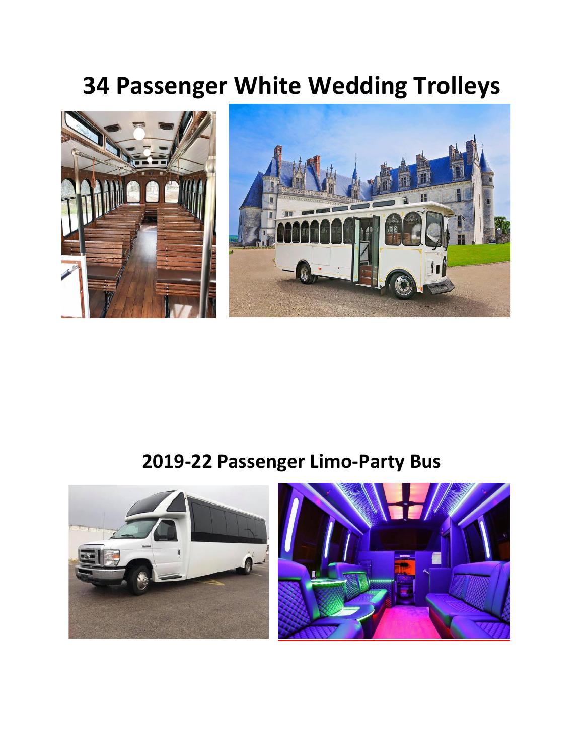# 34 Passenger White Wedding Trolleys

# 2019-22 Passenger Limo-Party Bus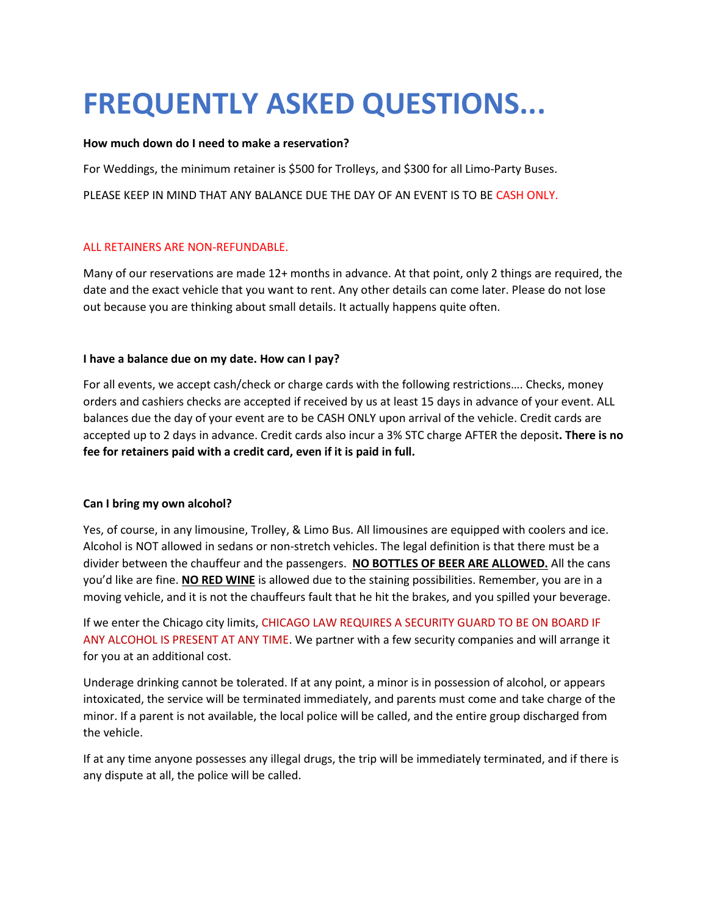# FREQUENTLY ASKED QUESTIONS...

**How much down do I need to make a reservation?**

For Weddings, the minimum retainer is $500 for Trolleys, and $300 for all Limo-Party Buses.

PLEASE KEEP IN MIND THAT ANY BALANCE DUE THE DAY OF AN EVENT IS TO BE CASH ONLY.

ALL RETAINERS ARE NON-REFUNDABLE.

Many of our reservations are made 12+ months in advance. At that point, only 2 things are required, the date and the exact vehicle that you want to rent. Any other details can come later. Please do not lose out because you are thinking about small details. It actually happens quite often.

**I have a balance due on my date. How can I pay?**

For all events, we accept cash/check or charge cards with the following restrictions…. Checks, money orders and cashiers checks are accepted if received by us at least 15 days in advance of your event. ALL balances due the day of your event are to be CASH ONLY upon arrival of the vehicle. Credit cards are accepted up to 2 days in advance. Credit cards also incur a 3% STC charge AFTER the deposit**. There is no fee for retainers paid with a credit card, even if it is paid in full.**

**Can I bring my own alcohol?**

Yes, of course, in any limousine, Trolley, & Limo Bus. All limousines are equipped with coolers and ice. Alcohol is NOT allowed in sedans or non-stretch vehicles. The legal definition is that there must be a divider between the chauffeur and the passengers. **NO BOTTLES OF BEER ARE ALLOWED.** All the cans you'd like are fine. **NO RED WINE** is allowed due to the staining possibilities. Remember, you are in a moving vehicle, and it is not the chauffeurs fault that he hit the brakes, and you spilled your beverage.

If we enter the Chicago city limits, CHICAGO LAW REQUIRES A SECURITY GUARD TO BE ON BOARD IF ANY ALCOHOL IS PRESENT AT ANY TIME. We partner with a few security companies and will arrange it for you at an additional cost.

Underage drinking cannot be tolerated. If at any point, a minor is in possession of alcohol, or appears intoxicated, the service will be terminated immediately, and parents must come and take charge of the minor. If a parent is not available, the local police will be called, and the entire group discharged from the vehicle.

If at any time anyone possesses any illegal drugs, the trip will be immediately terminated, and if there is any dispute at all, the police will be called.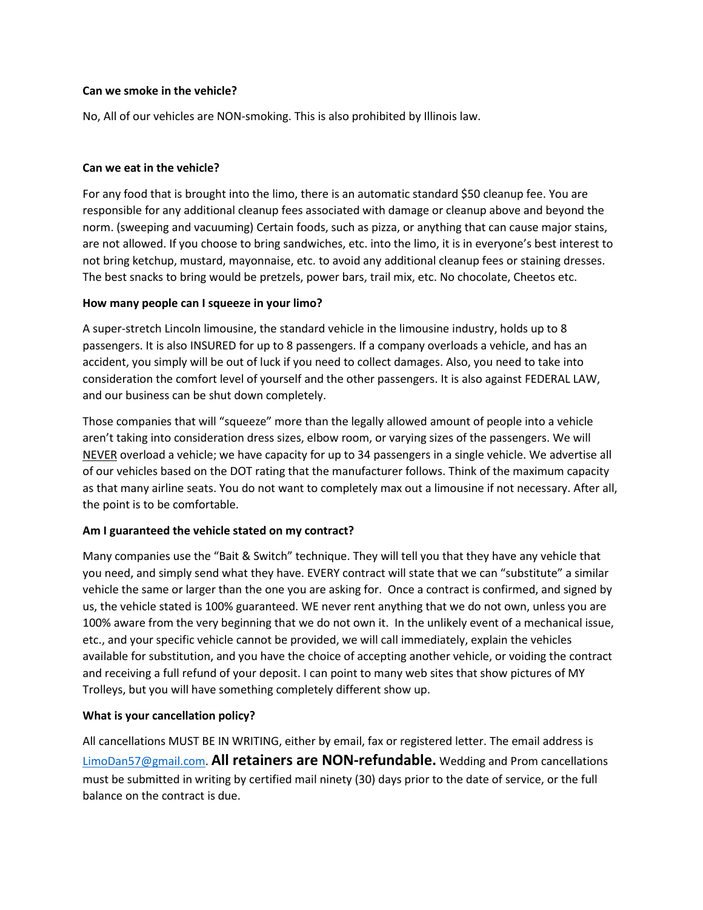**Can we smoke in the vehicle?**

No, All of our vehicles are NON-smoking. This is also prohibited by Illinois law.

**Can we eat in the vehicle?**

For any food that is brought into the limo, there is an automatic standard $50 cleanup fee. You are responsible for any additional cleanup fees associated with damage or cleanup above and beyond the norm. (sweeping and vacuuming) Certain foods, such as pizza, or anything that can cause major stains, are not allowed. If you choose to bring sandwiches, etc. into the limo, it is in everyone's best interest to not bring ketchup, mustard, mayonnaise, etc. to avoid any additional cleanup fees or staining dresses. The best snacks to bring would be pretzels, power bars, trail mix, etc. No chocolate, Cheetos etc.

**How many people can I squeeze in your limo?**

A super-stretch Lincoln limousine, the standard vehicle in the limousine industry, holds up to 8 passengers. It is also INSURED for up to 8 passengers. If a company overloads a vehicle, and has an accident, you simply will be out of luck if you need to collect damages. Also, you need to take into consideration the comfort level of yourself and the other passengers. It is also against FEDERAL LAW, and our business can be shut down completely.

Those companies that will "squeeze" more than the legally allowed amount of people into a vehicle aren't taking into consideration dress sizes, elbow room, or varying sizes of the passengers. We will NEVER overload a vehicle; we have capacity for up to 34 passengers in a single vehicle. We advertise all of our vehicles based on the DOT rating that the manufacturer follows. Think of the maximum capacity as that many airline seats. You do not want to completely max out a limousine if not necessary. After all, the point is to be comfortable.

**Am I guaranteed the vehicle stated on my contract?**

Many companies use the "Bait & Switch" technique. They will tell you that they have any vehicle that you need, and simply send what they have. EVERY contract will state that we can "substitute" a similar vehicle the same or larger than the one you are asking for. Once a contract is confirmed, and signed by us, the vehicle stated is 100% guaranteed. WE never rent anything that we do not own, unless you are 100% aware from the very beginning that we do not own it. In the unlikely event of a mechanical issue, etc., and your specific vehicle cannot be provided, we will call immediately, explain the vehicles available for substitution, and you have the choice of accepting another vehicle, or voiding the contract and receiving a full refund of your deposit. I can point to many web sites that show pictures of MY Trolleys, but you will have something completely different show up.

**What is your cancellation policy?**

All cancellations MUST BE IN WRITING, either by email, fax or registered letter. The email address is LimoDan57@gmail.com. **All retainers are NON-refundable.** Wedding and Prom cancellations must be submitted in writing by certified mail ninety (30) days prior to the date of service, or the full balance on the contract is due.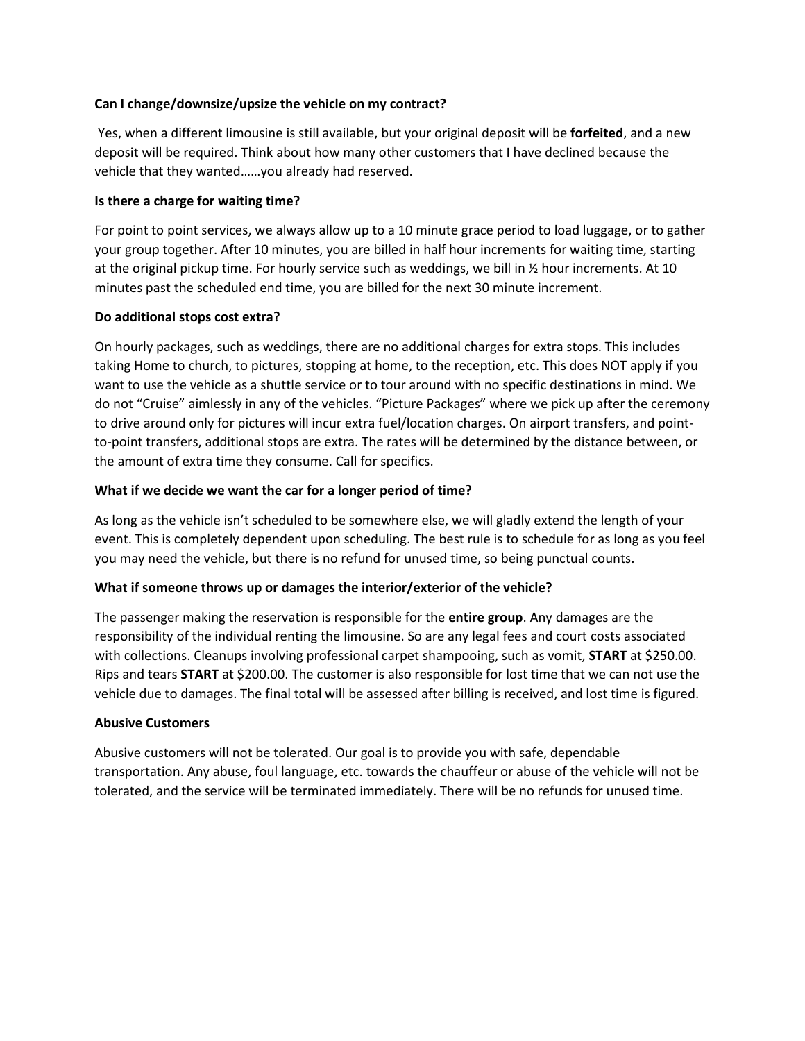**Can I change/downsize/upsize the vehicle on my contract?**

Yes, when a different limousine is still available, but your original deposit will be **forfeited**, and a new deposit will be required. Think about how many other customers that I have declined because the vehicle that they wanted……you already had reserved.

**Is there a charge for waiting time?**

For point to point services, we always allow up to a 10 minute grace period to load luggage, or to gather your group together. After 10 minutes, you are billed in half hour increments for waiting time, starting at the original pickup time. For hourly service such as weddings, we bill in ½ hour increments. At 10 minutes past the scheduled end time, you are billed for the next 30 minute increment.

**Do additional stops cost extra?**

On hourly packages, such as weddings, there are no additional charges for extra stops. This includes taking Home to church, to pictures, stopping at home, to the reception, etc. This does NOT apply if you want to use the vehicle as a shuttle service or to tour around with no specific destinations in mind. We do not "Cruise" aimlessly in any of the vehicles. "Picture Packages" where we pick up after the ceremony to drive around only for pictures will incur extra fuel/location charges. On airport transfers, and point-to-point transfers, additional stops are extra. The rates will be determined by the distance between, or the amount of extra time they consume. Call for specifics.

**What if we decide we want the car for a longer period of time?**

As long as the vehicle isn't scheduled to be somewhere else, we will gladly extend the length of your event. This is completely dependent upon scheduling. The best rule is to schedule for as long as you feel you may need the vehicle, but there is no refund for unused time, so being punctual counts.

**What if someone throws up or damages the interior/exterior of the vehicle?**

The passenger making the reservation is responsible for the **entire group**. Any damages are the responsibility of the individual renting the limousine. So are any legal fees and court costs associated with collections. Cleanups involving professional carpet shampooing, such as vomit, **START** at $250.00. Rips and tears **START** at $200.00. The customer is also responsible for lost time that we can not use the vehicle due to damages. The final total will be assessed after billing is received, and lost time is figured.

**Abusive Customers**

Abusive customers will not be tolerated. Our goal is to provide you with safe, dependable transportation. Any abuse, foul language, etc. towards the chauffeur or abuse of the vehicle will not be tolerated, and the service will be terminated immediately. There will be no refunds for unused time.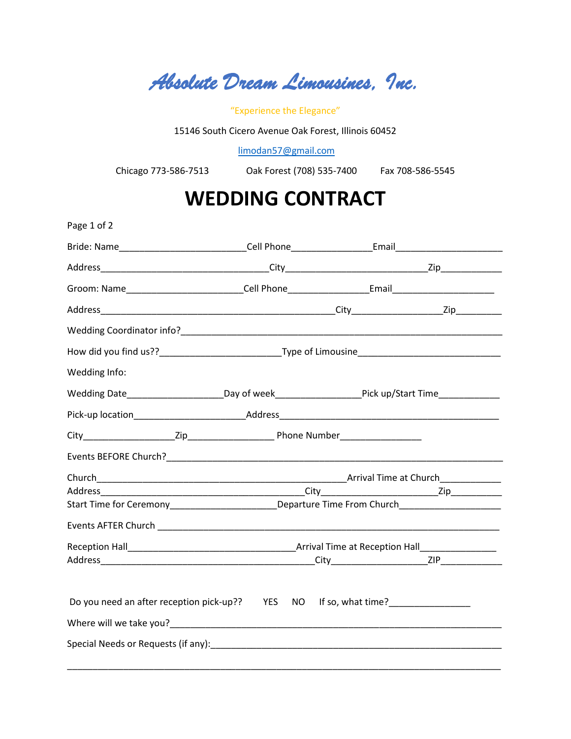# *Absolute Dream Limousines, Inc.*

"Experience the Elegance"

15146 South Cicero Avenue Oak Forest, Illinois 60452

limodan57@gmail.com

Chicago 773-586-7513  Oak Forest (708) 535-7400  Fax 708-586-5545

# WEDDING CONTRACT

Page 1 of 2

Bride: Name_________________________Cell Phone________________Email_____________________

Address________________________________City____________________________Zip____________

Groom: Name_______________________Cell Phone________________Email____________________

Address______________________________________________City_________________Zip_________

Wedding Coordinator info?___________________________________________________________

How did you find us??_______________________Type of Limousine___________________________

Wedding Info:

Wedding Date___________________Day of week________________Pick up/Start Time____________

Pick-up location______________________Address__________________________________________

City_________________Zip_________________ Phone Number________________

Events BEFORE Church?______________________________________________________________

Church__________________________________________________Arrival Time at Church____________
Address________________________________________City______________________Zip__________
Start Time for Ceremony_____________________Departure Time From Church____________________

Events AFTER Church ________________________________________________________________

Reception Hall_________________________________Arrival Time at Reception Hall_______________
Address__________________________________________City___________________ZIP____________

Do you need an after reception pick-up??  YES  NO  If so, what time?________________

Where will we take you?_______________________________________________________________

Special Needs or Requests (if any):______________________________________________________

_____________________________________________________________________________________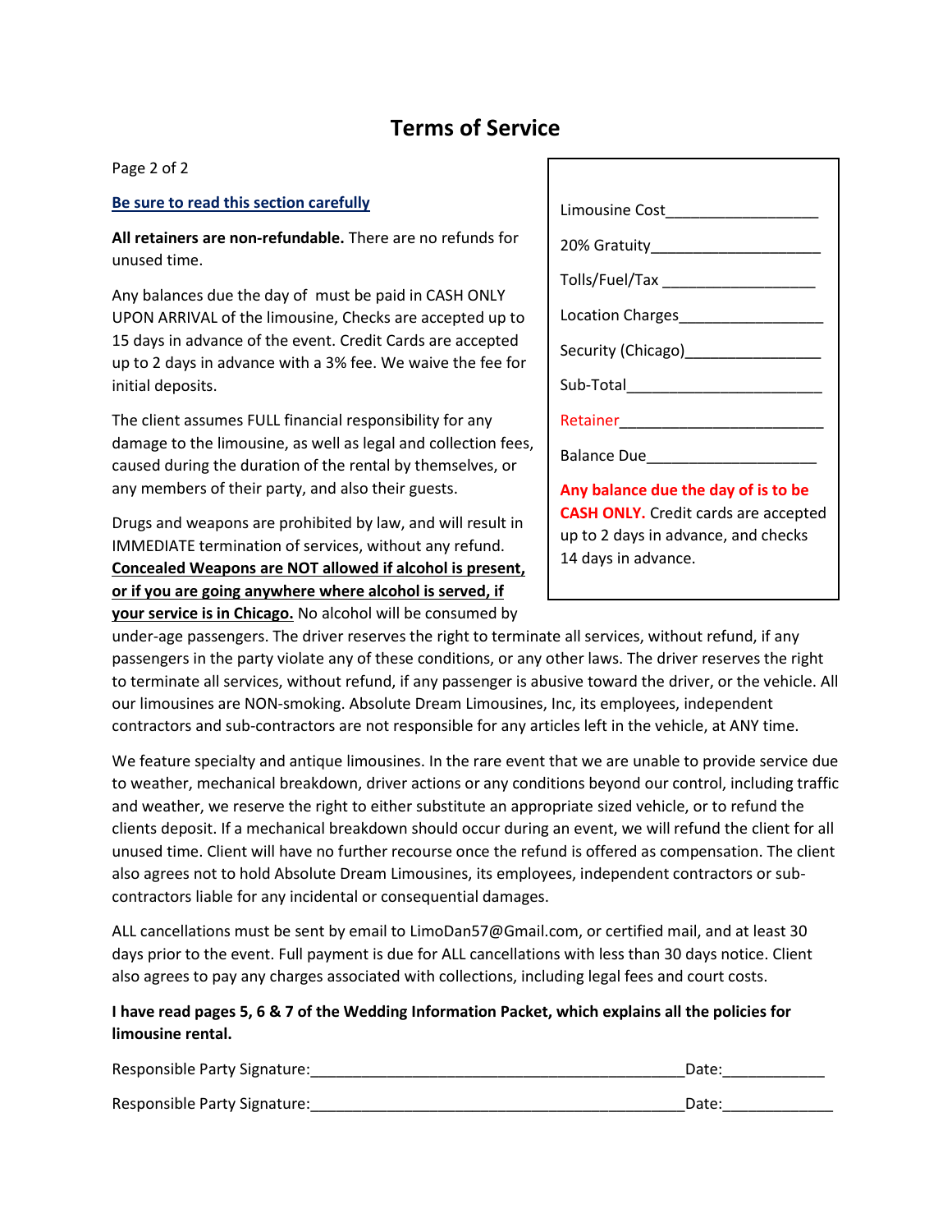# Terms of Service

Page 2 of 2

**Be sure to read this section carefully**

**All retainers are non-refundable.** There are no refunds for unused time.

Any balances due the day of must be paid in CASH ONLY UPON ARRIVAL of the limousine, Checks are accepted up to 15 days in advance of the event. Credit Cards are accepted up to 2 days in advance with a 3% fee. We waive the fee for initial deposits.

The client assumes FULL financial responsibility for any damage to the limousine, as well as legal and collection fees, caused during the duration of the rental by themselves, or any members of their party, and also their guests.

Drugs and weapons are prohibited by law, and will result in IMMEDIATE termination of services, without any refund. **Concealed Weapons are NOT allowed if alcohol is present, or if you are going anywhere where alcohol is served, if your service is in Chicago.** No alcohol will be consumed by under-age passengers. The driver reserves the right to terminate all services, without refund, if any passengers in the party violate any of these conditions, or any other laws. The driver reserves the right to terminate all services, without refund, if any passenger is abusive toward the driver, or the vehicle. All our limousines are NON-smoking. Absolute Dream Limousines, Inc, its employees, independent contractors and sub-contractors are not responsible for any articles left in the vehicle, at ANY time.

Limousine Cost__________________

20% Gratuity____________________

Tolls/Fuel/Tax __________________

Location Charges_________________

Security (Chicago)________________

Sub-Total_______________________

Retainer________________________

Balance Due____________________

**Any balance due the day of is to be CASH ONLY.** Credit cards are accepted up to 2 days in advance, and checks 14 days in advance.

We feature specialty and antique limousines. In the rare event that we are unable to provide service due to weather, mechanical breakdown, driver actions or any conditions beyond our control, including traffic and weather, we reserve the right to either substitute an appropriate sized vehicle, or to refund the clients deposit. If a mechanical breakdown should occur during an event, we will refund the client for all unused time. Client will have no further recourse once the refund is offered as compensation. The client also agrees not to hold Absolute Dream Limousines, its employees, independent contractors or sub-contractors liable for any incidental or consequential damages.

ALL cancellations must be sent by email to LimoDan57@Gmail.com, or certified mail, and at least 30 days prior to the event. Full payment is due for ALL cancellations with less than 30 days notice. Client also agrees to pay any charges associated with collections, including legal fees and court costs.

**I have read pages 5, 6 & 7 of the Wedding Information Packet, which explains all the policies for limousine rental.**

Responsible Party Signature:____________________________________________Date:____________

Responsible Party Signature:____________________________________________Date:_____________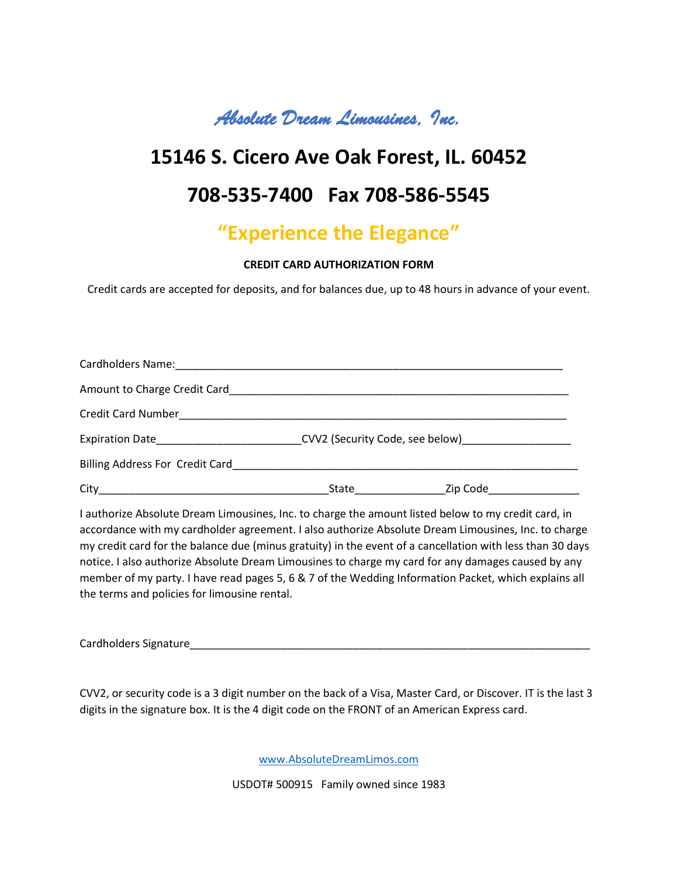# *Absolute Dream Limousines, Inc.*

## 15146 S. Cicero Ave Oak Forest, IL. 60452

## 708-535-7400   Fax 708-586-5545

## "Experience the Elegance"

**CREDIT CARD AUTHORIZATION FORM**

Credit cards are accepted for deposits, and for balances due, up to 48 hours in advance of your event.

Cardholders Name:_________________________________________________________________

Amount to Charge Credit Card___________________________________________________________

Credit Card Number_________________________________________________________________

Expiration Date________________________CVV2 (Security Code, see below)__________________

Billing Address For  Credit Card___________________________________________________________

City______________________________________State______________Zip Code_______________

I authorize Absolute Dream Limousines, Inc. to charge the amount listed below to my credit card, in accordance with my cardholder agreement. I also authorize Absolute Dream Limousines, Inc. to charge my credit card for the balance due (minus gratuity) in the event of a cancellation with less than 30 days notice. I also authorize Absolute Dream Limousines to charge my card for any damages caused by any member of my party. I have read pages 5, 6 & 7 of the Wedding Information Packet, which explains all the terms and policies for limousine rental.

Cardholders Signature_____________________________________________________________________

CVV2, or security code is a 3 digit number on the back of a Visa, Master Card, or Discover. IT is the last 3 digits in the signature box. It is the 4 digit code on the FRONT of an American Express card.

www.AbsoluteDreamLimos.com

USDOT# 500915   Family owned since 1983